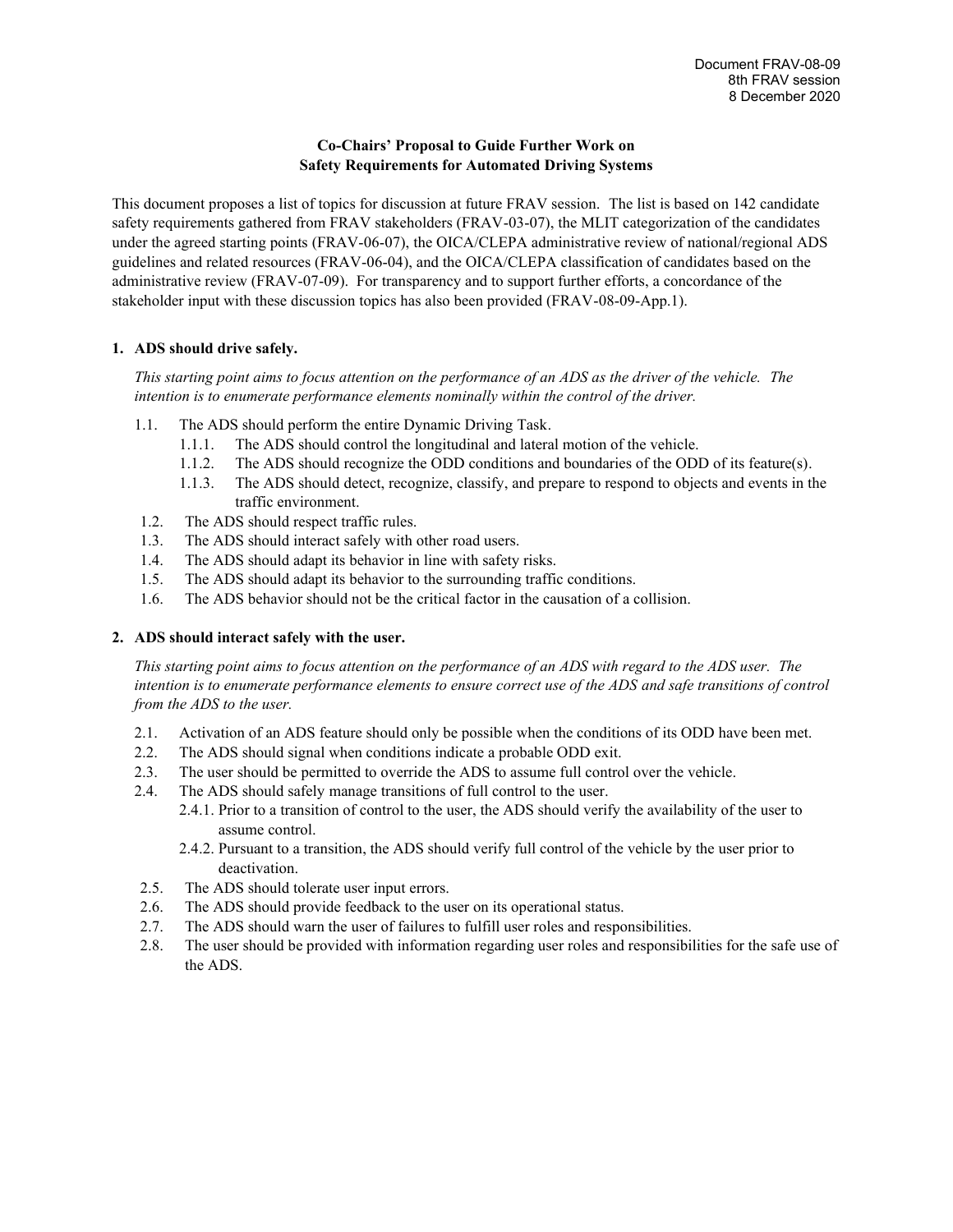Document FRAV-08-09
8th FRAV session
8 December 2020

# Co-Chairs' Proposal to Guide Further Work on Safety Requirements for Automated Driving Systems

This document proposes a list of topics for discussion at future FRAV session. The list is based on 142 candidate safety requirements gathered from FRAV stakeholders (FRAV-03-07), the MLIT categorization of the candidates under the agreed starting points (FRAV-06-07), the OICA/CLEPA administrative review of national/regional ADS guidelines and related resources (FRAV-06-04), and the OICA/CLEPA classification of candidates based on the administrative review (FRAV-07-09). For transparency and to support further efforts, a concordance of the stakeholder input with these discussion topics has also been provided (FRAV-08-09-App.1).

## 1. ADS should drive safely.

*This starting point aims to focus attention on the performance of an ADS as the driver of the vehicle. The intention is to enumerate performance elements nominally within the control of the driver.*

- 1.1. The ADS should perform the entire Dynamic Driving Task.
  - 1.1.1. The ADS should control the longitudinal and lateral motion of the vehicle.
  - 1.1.2. The ADS should recognize the ODD conditions and boundaries of the ODD of its feature(s).
  - 1.1.3. The ADS should detect, recognize, classify, and prepare to respond to objects and events in the traffic environment.
- 1.2. The ADS should respect traffic rules.
- 1.3. The ADS should interact safely with other road users.
- 1.4. The ADS should adapt its behavior in line with safety risks.
- 1.5. The ADS should adapt its behavior to the surrounding traffic conditions.
- 1.6. The ADS behavior should not be the critical factor in the causation of a collision.

## 2. ADS should interact safely with the user.

*This starting point aims to focus attention on the performance of an ADS with regard to the ADS user. The intention is to enumerate performance elements to ensure correct use of the ADS and safe transitions of control from the ADS to the user.*

- 2.1. Activation of an ADS feature should only be possible when the conditions of its ODD have been met.
- 2.2. The ADS should signal when conditions indicate a probable ODD exit.
- 2.3. The user should be permitted to override the ADS to assume full control over the vehicle.
- 2.4. The ADS should safely manage transitions of full control to the user.
  - 2.4.1. Prior to a transition of control to the user, the ADS should verify the availability of the user to assume control.
  - 2.4.2. Pursuant to a transition, the ADS should verify full control of the vehicle by the user prior to deactivation.
- 2.5. The ADS should tolerate user input errors.
- 2.6. The ADS should provide feedback to the user on its operational status.
- 2.7. The ADS should warn the user of failures to fulfill user roles and responsibilities.
- 2.8. The user should be provided with information regarding user roles and responsibilities for the safe use of the ADS.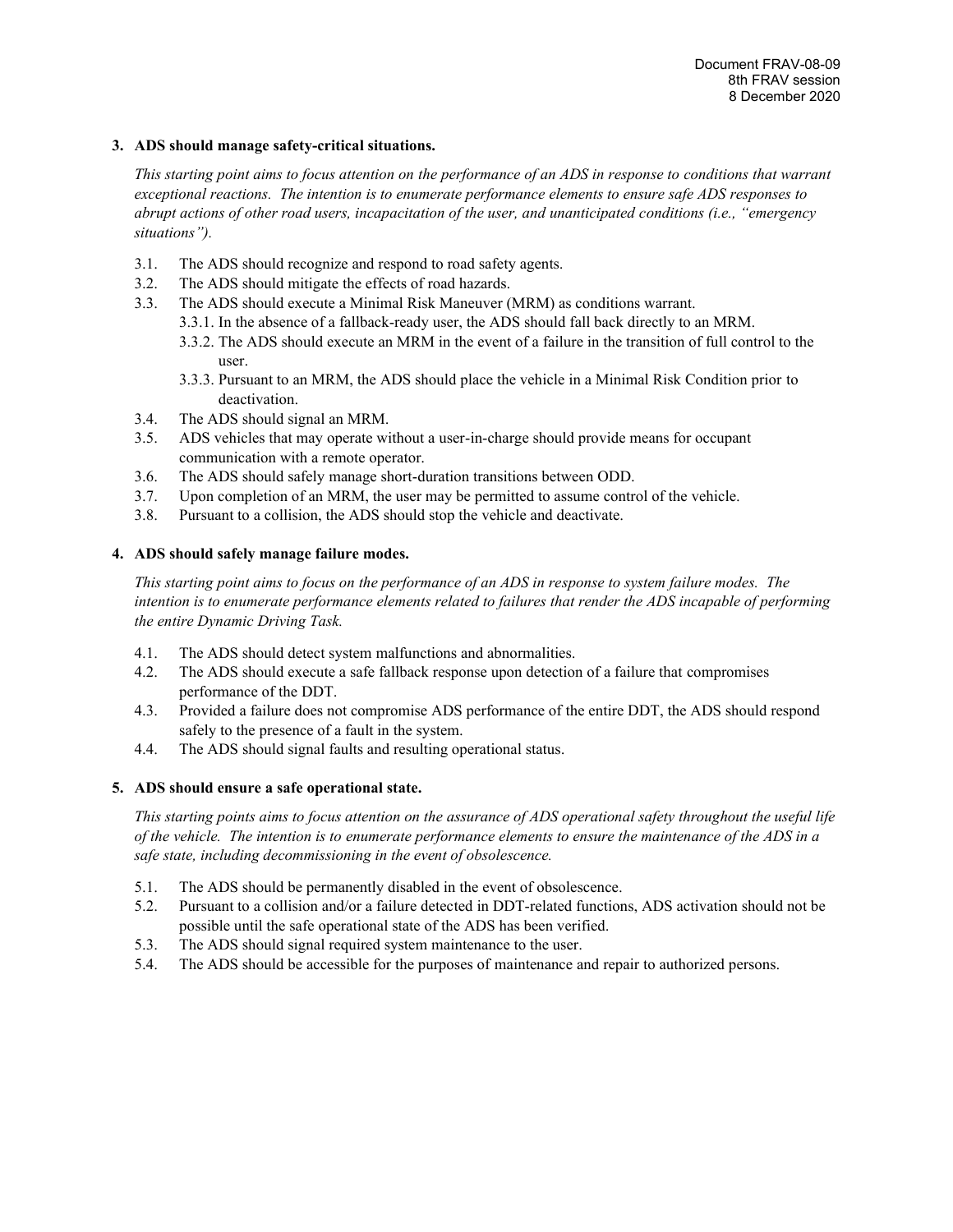**3. ADS should manage safety-critical situations.**

*This starting point aims to focus attention on the performance of an ADS in response to conditions that warrant exceptional reactions. The intention is to enumerate performance elements to ensure safe ADS responses to abrupt actions of other road users, incapacitation of the user, and unanticipated conditions (i.e., "emergency situations").*

- 3.1. The ADS should recognize and respond to road safety agents.
- 3.2. The ADS should mitigate the effects of road hazards.
- 3.3. The ADS should execute a Minimal Risk Maneuver (MRM) as conditions warrant.
  - 3.3.1. In the absence of a fallback-ready user, the ADS should fall back directly to an MRM.
  - 3.3.2. The ADS should execute an MRM in the event of a failure in the transition of full control to the user.
  - 3.3.3. Pursuant to an MRM, the ADS should place the vehicle in a Minimal Risk Condition prior to deactivation.
- 3.4. The ADS should signal an MRM.
- 3.5. ADS vehicles that may operate without a user-in-charge should provide means for occupant communication with a remote operator.
- 3.6. The ADS should safely manage short-duration transitions between ODD.
- 3.7. Upon completion of an MRM, the user may be permitted to assume control of the vehicle.
- 3.8. Pursuant to a collision, the ADS should stop the vehicle and deactivate.

**4. ADS should safely manage failure modes.**

*This starting point aims to focus on the performance of an ADS in response to system failure modes. The intention is to enumerate performance elements related to failures that render the ADS incapable of performing the entire Dynamic Driving Task.*

- 4.1. The ADS should detect system malfunctions and abnormalities.
- 4.2. The ADS should execute a safe fallback response upon detection of a failure that compromises performance of the DDT.
- 4.3. Provided a failure does not compromise ADS performance of the entire DDT, the ADS should respond safely to the presence of a fault in the system.
- 4.4. The ADS should signal faults and resulting operational status.

**5. ADS should ensure a safe operational state.**

*This starting points aims to focus attention on the assurance of ADS operational safety throughout the useful life of the vehicle. The intention is to enumerate performance elements to ensure the maintenance of the ADS in a safe state, including decommissioning in the event of obsolescence.*

- 5.1. The ADS should be permanently disabled in the event of obsolescence.
- 5.2. Pursuant to a collision and/or a failure detected in DDT-related functions, ADS activation should not be possible until the safe operational state of the ADS has been verified.
- 5.3. The ADS should signal required system maintenance to the user.
- 5.4. The ADS should be accessible for the purposes of maintenance and repair to authorized persons.